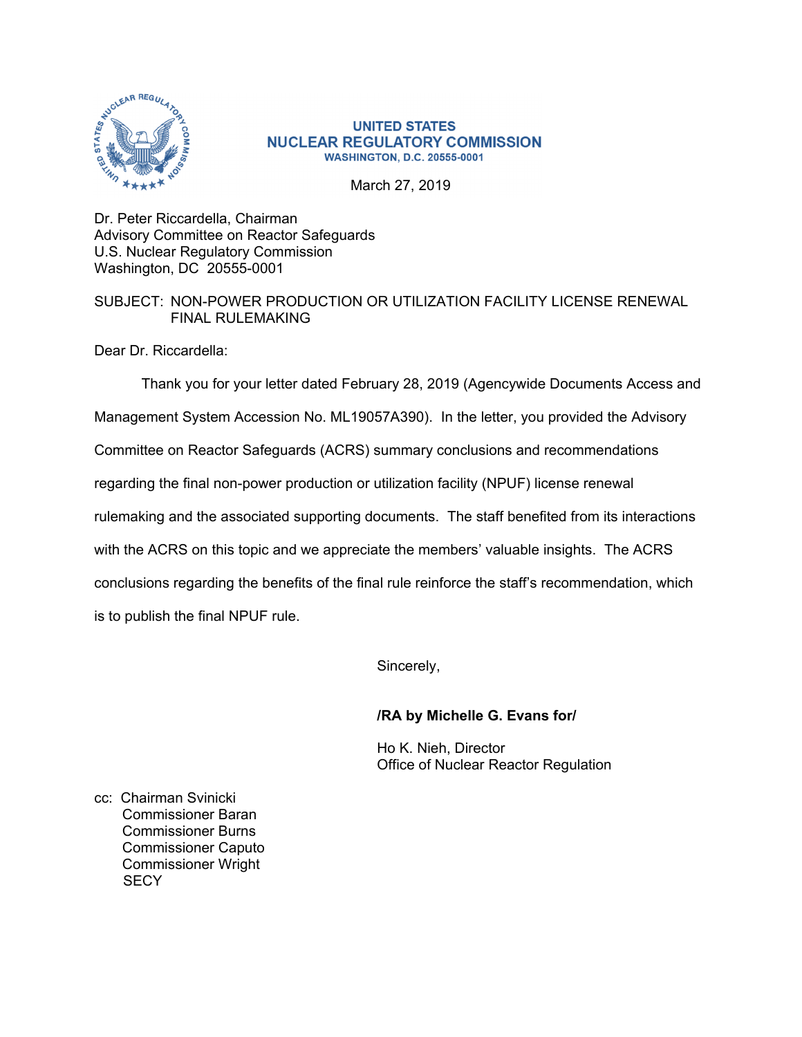**UNITED STATES**
**NUCLEAR REGULATORY COMMISSION**
**WASHINGTON, D.C. 20555-0001**

March 27, 2019

Dr. Peter Riccardella, Chairman
Advisory Committee on Reactor Safeguards
U.S. Nuclear Regulatory Commission
Washington, DC 20555-0001

SUBJECT: NON-POWER PRODUCTION OR UTILIZATION FACILITY LICENSE RENEWAL FINAL RULEMAKING

Dear Dr. Riccardella:

Thank you for your letter dated February 28, 2019 (Agencywide Documents Access and Management System Accession No. ML19057A390). In the letter, you provided the Advisory Committee on Reactor Safeguards (ACRS) summary conclusions and recommendations regarding the final non-power production or utilization facility (NPUF) license renewal rulemaking and the associated supporting documents. The staff benefited from its interactions with the ACRS on this topic and we appreciate the members' valuable insights. The ACRS conclusions regarding the benefits of the final rule reinforce the staff's recommendation, which is to publish the final NPUF rule.

Sincerely,

**/RA by Michelle G. Evans for/**

Ho K. Nieh, Director
Office of Nuclear Reactor Regulation

cc: Chairman Svinicki
Commissioner Baran
Commissioner Burns
Commissioner Caputo
Commissioner Wright
SECY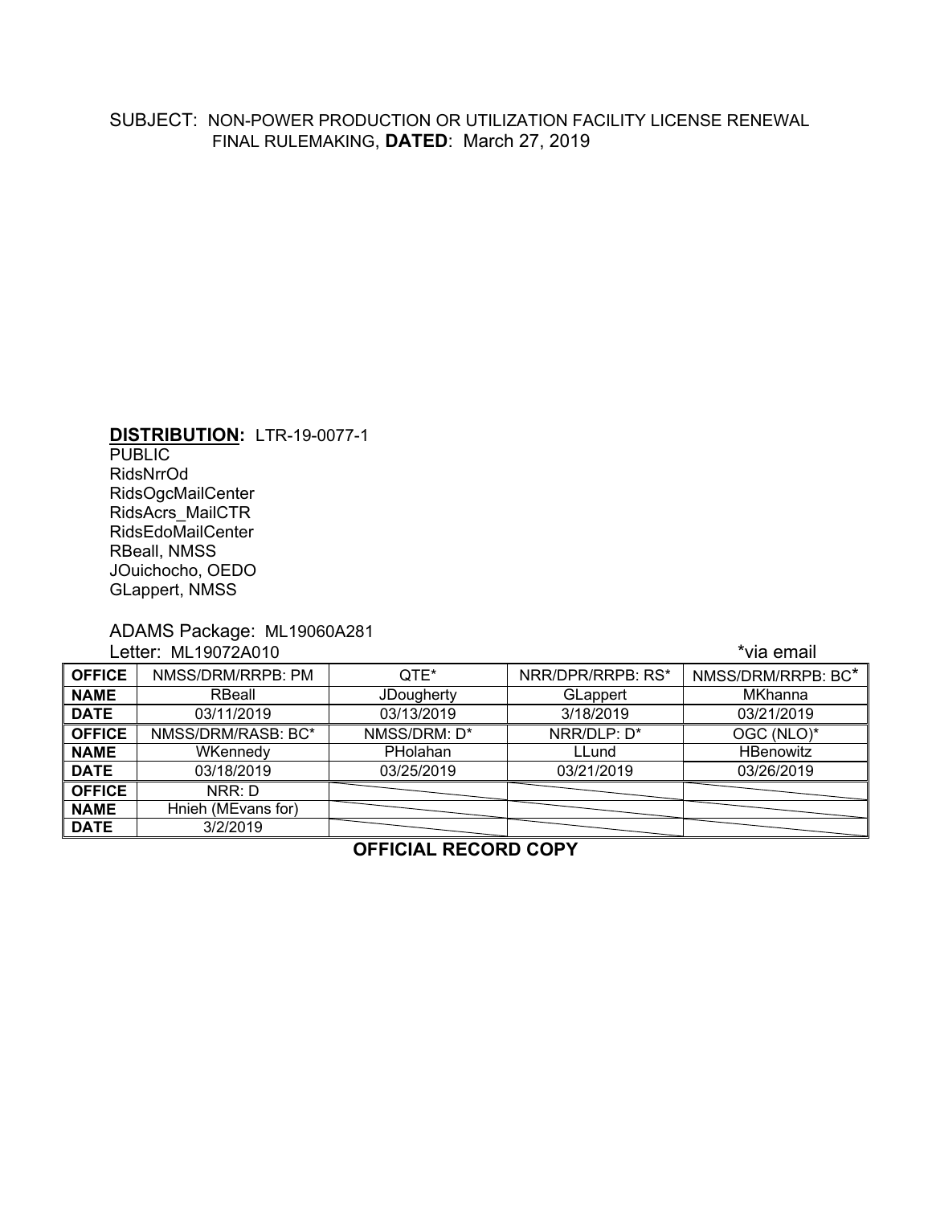SUBJECT: NON-POWER PRODUCTION OR UTILIZATION FACILITY LICENSE RENEWAL FINAL RULEMAKING, **DATED**: March 27, 2019

**DISTRIBUTION:** LTR-19-0077-1
PUBLIC
RidsNrrOd
RidsOgcMailCenter
RidsAcrs_MailCTR
RidsEdoMailCenter
RBeall, NMSS
JOuichocho, OEDO
GLappert, NMSS

ADAMS Package: ML19060A281
Letter: ML19072A010

*via email

| | | | | |
|---|---|---|---|---|
| **OFFICE** | NMSS/DRM/RRPB: PM | QTE* | NRR/DPR/RRPB: RS* | NMSS/DRM/RRPB: BC* |
| **NAME** | RBeall | JDougherty | GLappert | MKhanna |
| **DATE** | 03/11/2019 | 03/13/2019 | 3/18/2019 | 03/21/2019 |
| **OFFICE** | NMSS/DRM/RASB: BC* | NMSS/DRM: D* | NRR/DLP: D* | OGC (NLO)* |
| **NAME** | WKennedy | PHolahan | LLund | HBenowitz |
| **DATE** | 03/18/2019 | 03/25/2019 | 03/21/2019 | 03/26/2019 |
| **OFFICE** | NRR: D | | | |
| **NAME** | Hnieh (MEvans for) | | | |
| **DATE** | 3/2/2019 | | | |

**OFFICIAL RECORD COPY**